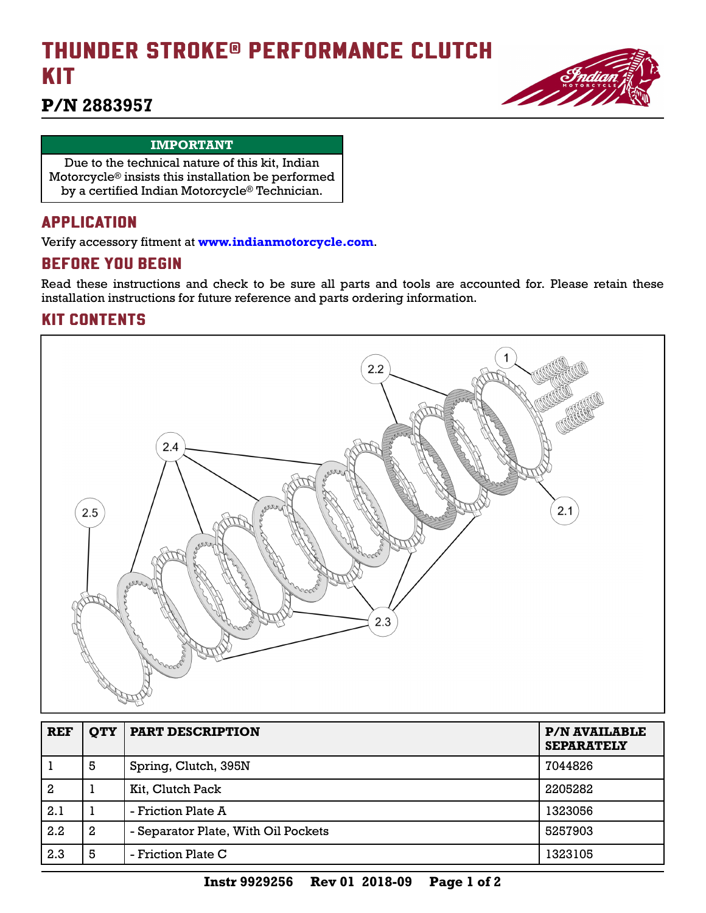# THUNDER STROKE® PERFORMANCE CLUTCH KIT

## P/N 2883957

| IMPORTANT |
| --- |
| Due to the technical nature of this kit, Indian Motorcycle® insists this installation be performed by a certified Indian Motorcycle® Technician. |

## APPLICATION

Verify accessory fitment at **www.indianmotorcycle.com**.

## BEFORE YOU BEGIN

Read these instructions and check to be sure all parts and tools are accounted for. Please retain these installation instructions for future reference and parts ordering information.

## KIT CONTENTS

1
2.1
2.2
2.3
2.4
2.5

| REF | QTY | PART DESCRIPTION | P/N AVAILABLE SEPARATELY |
| --- | --- | --- | --- |
| 1 | 5 | Spring, Clutch, 395N | 7044826 |
| 2 | 1 | Kit, Clutch Pack | 2205282 |
| 2.1 | 1 | - Friction Plate A | 1323056 |
| 2.2 | 2 | - Separator Plate, With Oil Pockets | 5257903 |
| 2.3 | 5 | - Friction Plate C | 1323105 |

Instr 9929256 Rev 01 2018-09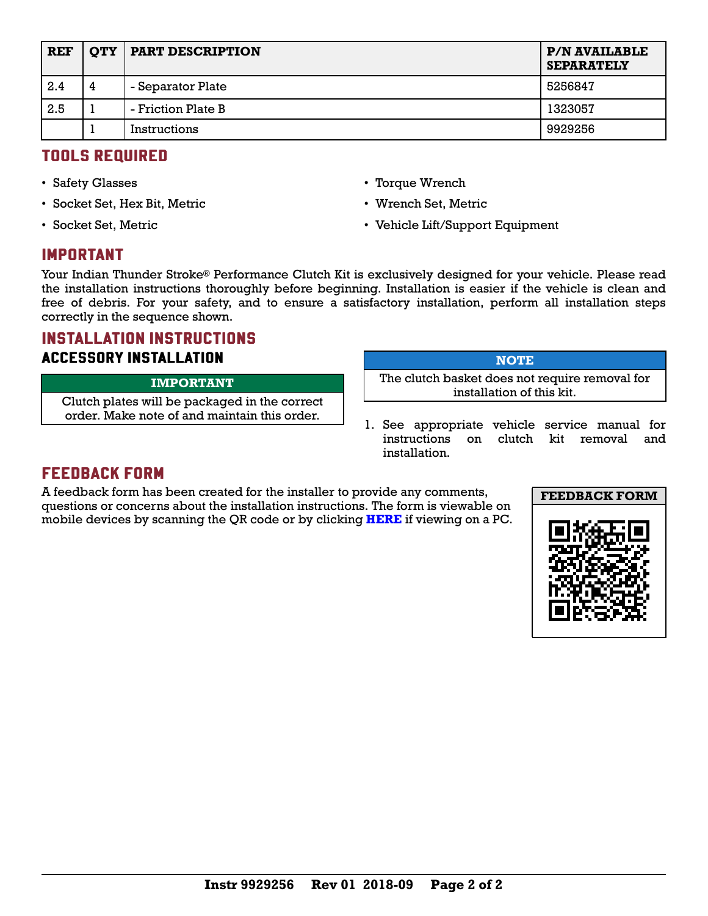| REF | QTY | PART DESCRIPTION | P/N AVAILABLE SEPARATELY |
|---|---|---|---|
| 2.4 | 4 | - Separator Plate | 5256847 |
| 2.5 | 1 | - Friction Plate B | 1323057 |
| | 1 | Instructions | 9929256 |

## TOOLS REQUIRED

- Safety Glasses
- Socket Set, Hex Bit, Metric
- Socket Set, Metric
- Torque Wrench
- Wrench Set, Metric
- Vehicle Lift/Support Equipment

## IMPORTANT

Your Indian Thunder Stroke® Performance Clutch Kit is exclusively designed for your vehicle. Please read the installation instructions thoroughly before beginning. Installation is easier if the vehicle is clean and free of debris. For your safety, and to ensure a satisfactory installation, perform all installation steps correctly in the sequence shown.

## INSTALLATION INSTRUCTIONS

### ACCESSORY INSTALLATION

**IMPORTANT**

Clutch plates will be packaged in the correct order. Make note of and maintain this order.

**NOTE**

The clutch basket does not require removal for installation of this kit.

1. See appropriate vehicle service manual for instructions on clutch kit removal and installation.

## FEEDBACK FORM

A feedback form has been created for the installer to provide any comments, questions or concerns about the installation instructions. The form is viewable on mobile devices by scanning the QR code or by clicking **HERE** if viewing on a PC.

**FEEDBACK FORM**

Instr 9929256 Rev 01 2018-09